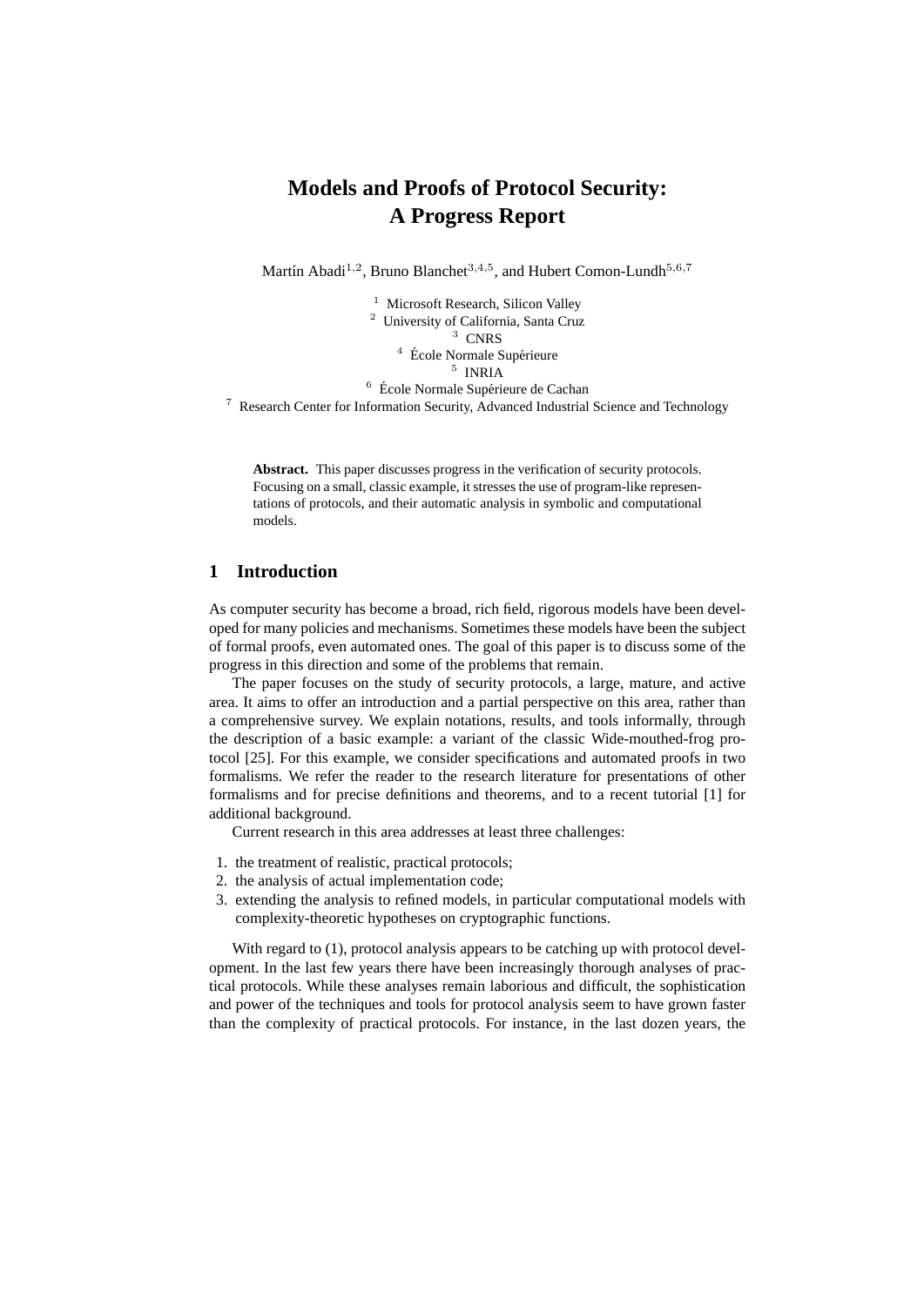# Models and Proofs of Protocol Security: A Progress Report

Martín Abadi[1,2], Bruno Blanchet[3,4,5], and Hubert Comon-Lundh[5,6,7]

[1] Microsoft Research, Silicon Valley
[2] University of California, Santa Cruz
[3] CNRS
[4] École Normale Supérieure
[5] INRIA
[6] École Normale Supérieure de Cachan
[7] Research Center for Information Security, Advanced Industrial Science and Technology

**Abstract.** This paper discusses progress in the verification of security protocols. Focusing on a small, classic example, it stresses the use of program-like representations of protocols, and their automatic analysis in symbolic and computational models.

## 1 Introduction

As computer security has become a broad, rich field, rigorous models have been developed for many policies and mechanisms. Sometimes these models have been the subject of formal proofs, even automated ones. The goal of this paper is to discuss some of the progress in this direction and some of the problems that remain.

The paper focuses on the study of security protocols, a large, mature, and active area. It aims to offer an introduction and a partial perspective on this area, rather than a comprehensive survey. We explain notations, results, and tools informally, through the description of a basic example: a variant of the classic Wide-mouthed-frog protocol [25]. For this example, we consider specifications and automated proofs in two formalisms. We refer the reader to the research literature for presentations of other formalisms and for precise definitions and theorems, and to a recent tutorial [1] for additional background.

Current research in this area addresses at least three challenges:

1. the treatment of realistic, practical protocols;
2. the analysis of actual implementation code;
3. extending the analysis to refined models, in particular computational models with complexity-theoretic hypotheses on cryptographic functions.

With regard to (1), protocol analysis appears to be catching up with protocol development. In the last few years there have been increasingly thorough analyses of practical protocols. While these analyses remain laborious and difficult, the sophistication and power of the techniques and tools for protocol analysis seem to have grown faster than the complexity of practical protocols. For instance, in the last dozen years, the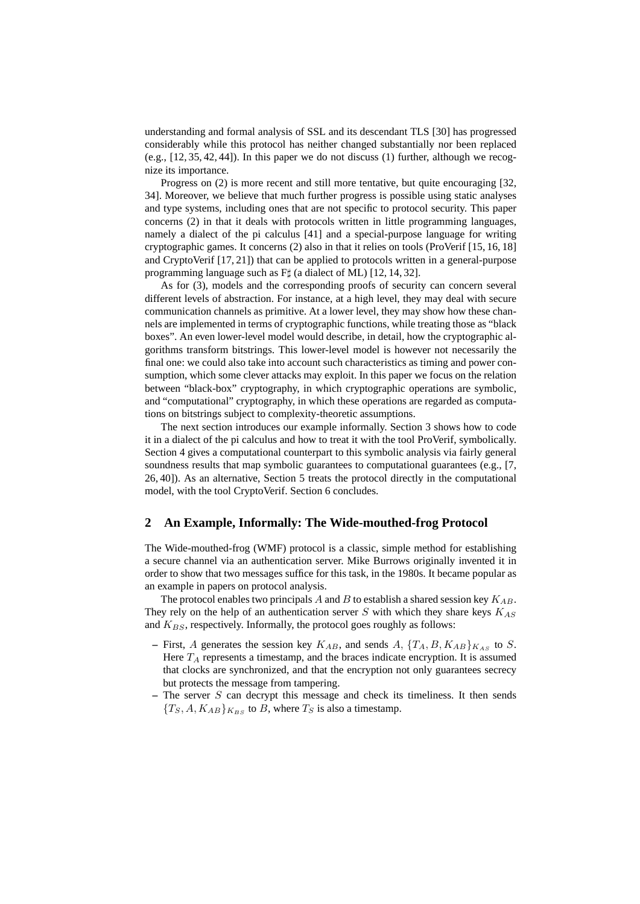understanding and formal analysis of SSL and its descendant TLS [30] has progressed considerably while this protocol has neither changed substantially nor been replaced (e.g., [12, 35, 42, 44]). In this paper we do not discuss (1) further, although we recognize its importance.

Progress on (2) is more recent and still more tentative, but quite encouraging [32, 34]. Moreover, we believe that much further progress is possible using static analyses and type systems, including ones that are not specific to protocol security. This paper concerns (2) in that it deals with protocols written in little programming languages, namely a dialect of the pi calculus [41] and a special-purpose language for writing cryptographic games. It concerns (2) also in that it relies on tools (ProVerif [15, 16, 18] and CryptoVerif [17, 21]) that can be applied to protocols written in a general-purpose programming language such as F♯ (a dialect of ML) [12, 14, 32].

As for (3), models and the corresponding proofs of security can concern several different levels of abstraction. For instance, at a high level, they may deal with secure communication channels as primitive. At a lower level, they may show how these channels are implemented in terms of cryptographic functions, while treating those as "black boxes". An even lower-level model would describe, in detail, how the cryptographic algorithms transform bitstrings. This lower-level model is however not necessarily the final one: we could also take into account such characteristics as timing and power consumption, which some clever attacks may exploit. In this paper we focus on the relation between "black-box" cryptography, in which cryptographic operations are symbolic, and "computational" cryptography, in which these operations are regarded as computations on bitstrings subject to complexity-theoretic assumptions.

The next section introduces our example informally. Section 3 shows how to code it in a dialect of the pi calculus and how to treat it with the tool ProVerif, symbolically. Section 4 gives a computational counterpart to this symbolic analysis via fairly general soundness results that map symbolic guarantees to computational guarantees (e.g., [7, 26, 40]). As an alternative, Section 5 treats the protocol directly in the computational model, with the tool CryptoVerif. Section 6 concludes.

## 2 An Example, Informally: The Wide-mouthed-frog Protocol

The Wide-mouthed-frog (WMF) protocol is a classic, simple method for establishing a secure channel via an authentication server. Mike Burrows originally invented it in order to show that two messages suffice for this task, in the 1980s. It became popular as an example in papers on protocol analysis.

The protocol enables two principals $A$ and $B$ to establish a shared session key $K_{AB}$. They rely on the help of an authentication server $S$ with which they share keys $K_{AS}$ and $K_{BS}$, respectively. Informally, the protocol goes roughly as follows:

- First, $A$ generates the session key $K_{AB}$, and sends $A, \{T_A, B, K_{AB}\}_{K_{AS}}$ to $S$. Here $T_A$ represents a timestamp, and the braces indicate encryption. It is assumed that clocks are synchronized, and that the encryption not only guarantees secrecy but protects the message from tampering.
- The server $S$ can decrypt this message and check its timeliness. It then sends $\{T_S, A, K_{AB}\}_{K_{BS}}$ to $B$, where $T_S$ is also a timestamp.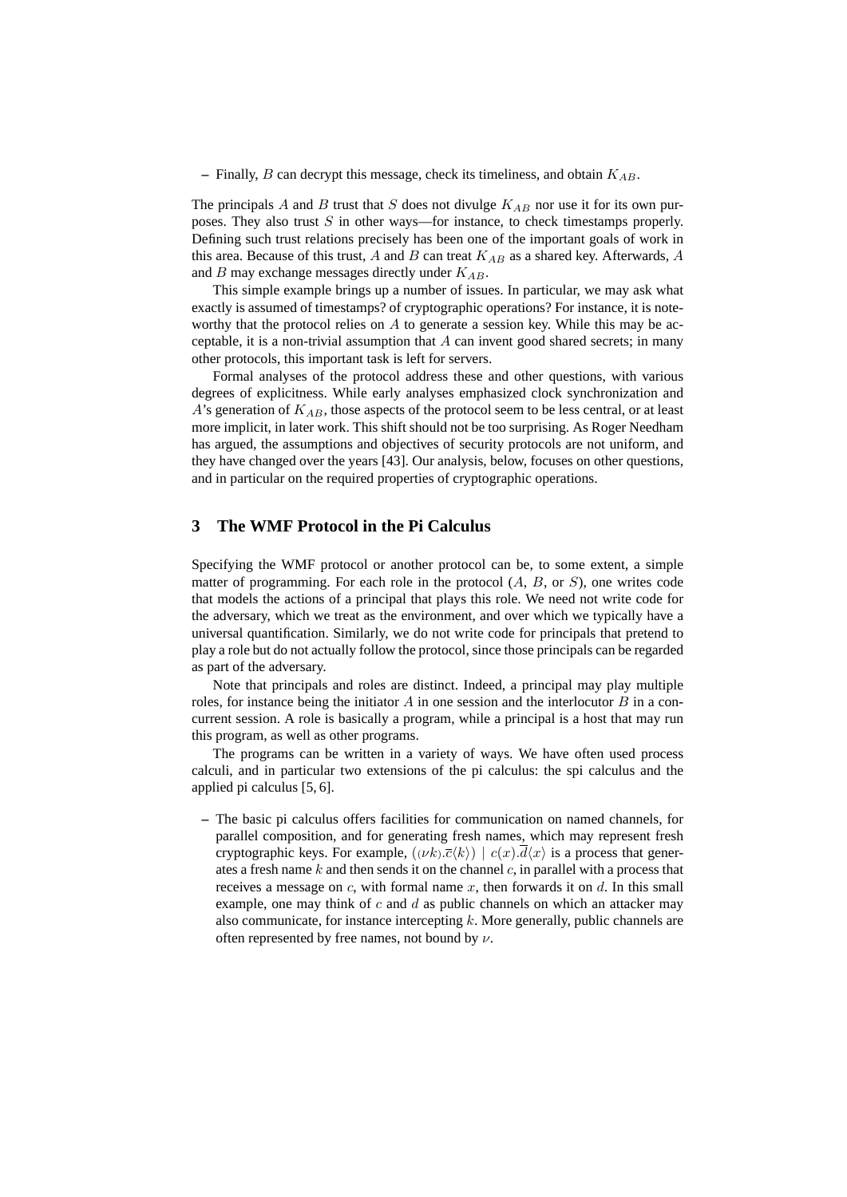– Finally, $B$ can decrypt this message, check its timeliness, and obtain $K_{AB}$.

The principals $A$ and $B$ trust that $S$ does not divulge $K_{AB}$ nor use it for its own purposes. They also trust $S$ in other ways—for instance, to check timestamps properly. Defining such trust relations precisely has been one of the important goals of work in this area. Because of this trust, $A$ and $B$ can treat $K_{AB}$ as a shared key. Afterwards, $A$ and $B$ may exchange messages directly under $K_{AB}$.

This simple example brings up a number of issues. In particular, we may ask what exactly is assumed of timestamps? of cryptographic operations? For instance, it is noteworthy that the protocol relies on $A$ to generate a session key. While this may be acceptable, it is a non-trivial assumption that $A$ can invent good shared secrets; in many other protocols, this important task is left for servers.

Formal analyses of the protocol address these and other questions, with various degrees of explicitness. While early analyses emphasized clock synchronization and $A$'s generation of $K_{AB}$, those aspects of the protocol seem to be less central, or at least more implicit, in later work. This shift should not be too surprising. As Roger Needham has argued, the assumptions and objectives of security protocols are not uniform, and they have changed over the years [43]. Our analysis, below, focuses on other questions, and in particular on the required properties of cryptographic operations.

## 3 The WMF Protocol in the Pi Calculus

Specifying the WMF protocol or another protocol can be, to some extent, a simple matter of programming. For each role in the protocol ($A$, $B$, or $S$), one writes code that models the actions of a principal that plays this role. We need not write code for the adversary, which we treat as the environment, and over which we typically have a universal quantification. Similarly, we do not write code for principals that pretend to play a role but do not actually follow the protocol, since those principals can be regarded as part of the adversary.

Note that principals and roles are distinct. Indeed, a principal may play multiple roles, for instance being the initiator $A$ in one session and the interlocutor $B$ in a concurrent session. A role is basically a program, while a principal is a host that may run this program, as well as other programs.

The programs can be written in a variety of ways. We have often used process calculi, and in particular two extensions of the pi calculus: the spi calculus and the applied pi calculus [5, 6].

– The basic pi calculus offers facilities for communication on named channels, for parallel composition, and for generating fresh names, which may represent fresh cryptographic keys. For example, $((\nu k).\overline{c}\langle k \rangle) \mid c(x).\overline{d}\langle x \rangle$ is a process that generates a fresh name $k$ and then sends it on the channel $c$, in parallel with a process that receives a message on $c$, with formal name $x$, then forwards it on $d$. In this small example, one may think of $c$ and $d$ as public channels on which an attacker may also communicate, for instance intercepting $k$. More generally, public channels are often represented by free names, not bound by $\nu$.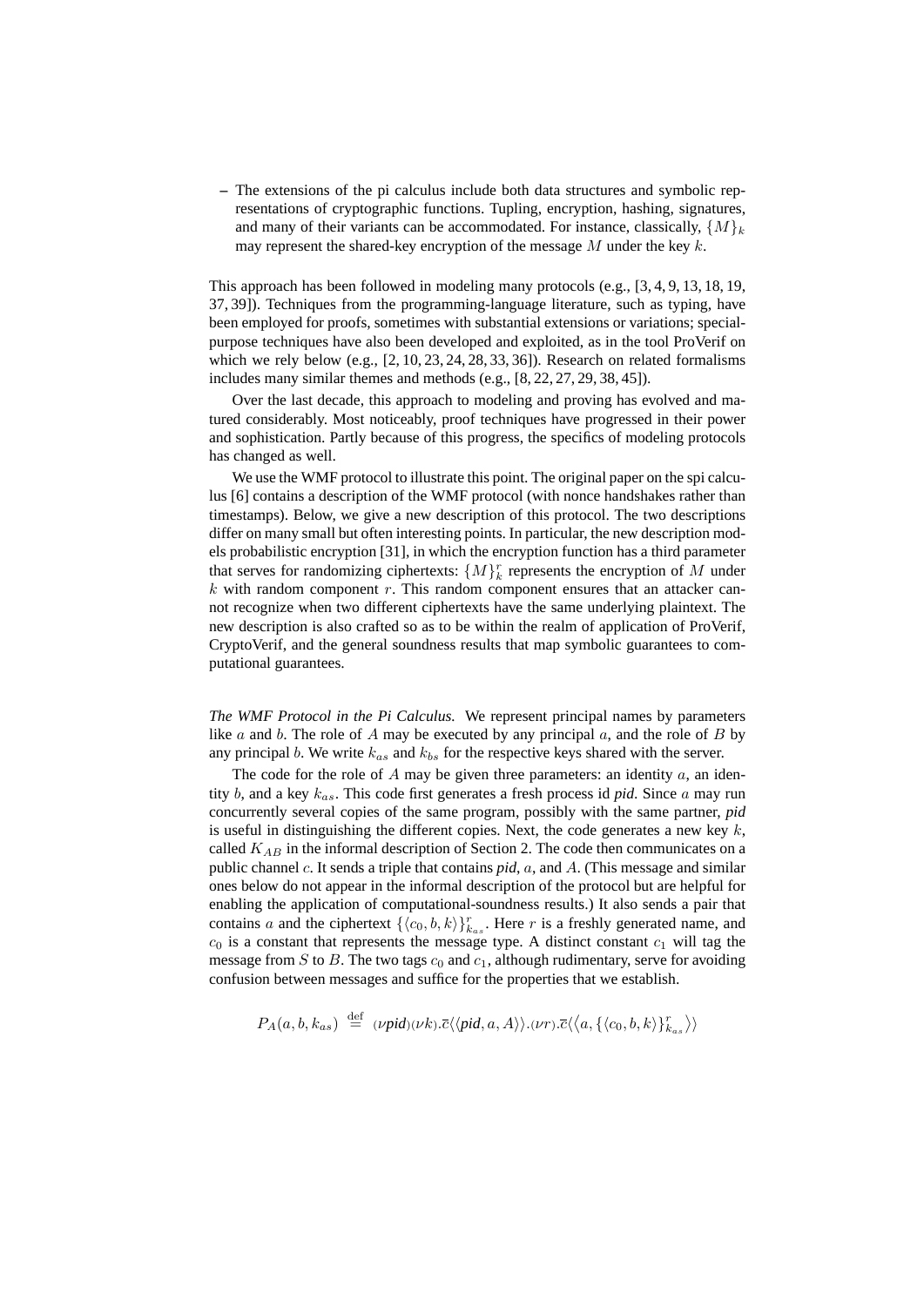– The extensions of the pi calculus include both data structures and symbolic representations of cryptographic functions. Tupling, encryption, hashing, signatures, and many of their variants can be accommodated. For instance, classically, $\{M\}_k$ may represent the shared-key encryption of the message $M$ under the key $k$.

This approach has been followed in modeling many protocols (e.g., [3, 4, 9, 13, 18, 19, 37, 39]). Techniques from the programming-language literature, such as typing, have been employed for proofs, sometimes with substantial extensions or variations; special-purpose techniques have also been developed and exploited, as in the tool ProVerif on which we rely below (e.g., [2, 10, 23, 24, 28, 33, 36]). Research on related formalisms includes many similar themes and methods (e.g., [8, 22, 27, 29, 38, 45]).

Over the last decade, this approach to modeling and proving has evolved and matured considerably. Most noticeably, proof techniques have progressed in their power and sophistication. Partly because of this progress, the specifics of modeling protocols has changed as well.

We use the WMF protocol to illustrate this point. The original paper on the spi calculus [6] contains a description of the WMF protocol (with nonce handshakes rather than timestamps). Below, we give a new description of this protocol. The two descriptions differ on many small but often interesting points. In particular, the new description models probabilistic encryption [31], in which the encryption function has a third parameter that serves for randomizing ciphertexts: $\{M\}_k^r$ represents the encryption of $M$ under $k$ with random component $r$. This random component ensures that an attacker cannot recognize when two different ciphertexts have the same underlying plaintext. The new description is also crafted so as to be within the realm of application of ProVerif, CryptoVerif, and the general soundness results that map symbolic guarantees to computational guarantees.

*The WMF Protocol in the Pi Calculus.* We represent principal names by parameters like $a$ and $b$. The role of $A$ may be executed by any principal $a$, and the role of $B$ by any principal $b$. We write $k_{as}$ and $k_{bs}$ for the respective keys shared with the server.

The code for the role of $A$ may be given three parameters: an identity $a$, an identity $b$, and a key $k_{as}$. This code first generates a fresh process id *pid*. Since $a$ may run concurrently several copies of the same program, possibly with the same partner, *pid* is useful in distinguishing the different copies. Next, the code generates a new key $k$, called $K_{AB}$ in the informal description of Section 2. The code then communicates on a public channel $c$. It sends a triple that contains *pid*, $a$, and $A$. (This message and similar ones below do not appear in the informal description of the protocol but are helpful for enabling the application of computational-soundness results.) It also sends a pair that contains $a$ and the ciphertext $\{\langle c_0, b, k\rangle\}_{k_{as}}^r$. Here $r$ is a freshly generated name, and $c_0$ is a constant that represents the message type. A distinct constant $c_1$ will tag the message from $S$ to $B$. The two tags $c_0$ and $c_1$, although rudimentary, serve for avoiding confusion between messages and suffice for the properties that we establish.

$$P_A(a, b, k_{as}) \stackrel{\text{def}}{=} (\nu \mathit{pid})(\nu k).\overline{c}\langle\langle \mathit{pid}, a, A\rangle\rangle.(\nu r).\overline{c}\langle\langle a, \{\langle c_0, b, k\rangle\}_{k_{as}}^r\rangle\rangle$$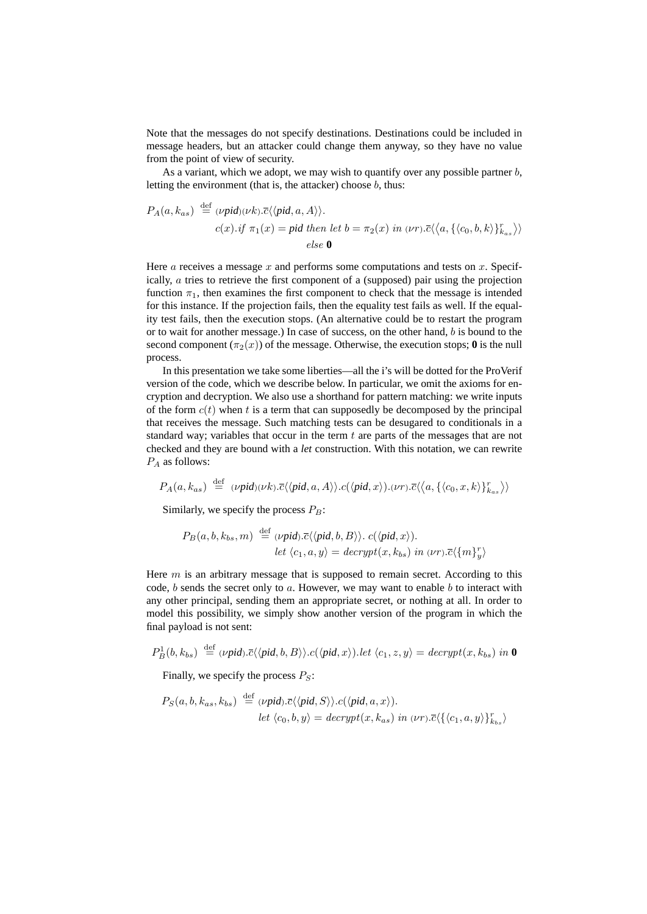Note that the messages do not specify destinations. Destinations could be included in message headers, but an attacker could change them anyway, so they have no value from the point of view of security.

As a variant, which we adopt, we may wish to quantify over any possible partner $b$, letting the environment (that is, the attacker) choose $b$, thus:

$$
\begin{aligned}
P_A(a, k_{as}) \stackrel{\text{def}}{=} &\ (\nu \textit{pid})(\nu k).\overline{c}\langle\langle \textit{pid}, a, A\rangle\rangle. \\
&\ c(x).\textit{if } \pi_1(x) = \textit{pid} \textit{ then let } b = \pi_2(x) \textit{ in } (\nu r).\overline{c}\langle\langle a, \{\langle c_0, b, k\rangle\}^r_{k_{as}}\rangle\rangle \\
&\ \textit{else } \mathbf{0}
\end{aligned}
$$

Here $a$ receives a message $x$ and performs some computations and tests on $x$. Specifically, $a$ tries to retrieve the first component of a (supposed) pair using the projection function $\pi_1$, then examines the first component to check that the message is intended for this instance. If the projection fails, then the equality test fails as well. If the equality test fails, then the execution stops. (An alternative could be to restart the program or to wait for another message.) In case of success, on the other hand, $b$ is bound to the second component ($\pi_2(x)$) of the message. Otherwise, the execution stops; **0** is the null process.

In this presentation we take some liberties—all the i's will be dotted for the ProVerif version of the code, which we describe below. In particular, we omit the axioms for encryption and decryption. We also use a shorthand for pattern matching: we write inputs of the form $c(t)$ when $t$ is a term that can supposedly be decomposed by the principal that receives the message. Such matching tests can be desugared to conditionals in a standard way; variables that occur in the term $t$ are parts of the messages that are not checked and they are bound with a *let* construction. With this notation, we can rewrite $P_A$ as follows:

$$
P_A(a, k_{as}) \stackrel{\text{def}}{=} (\nu \textit{pid})(\nu k).\overline{c}\langle\langle \textit{pid}, a, A\rangle\rangle.c(\langle \textit{pid}, x\rangle).(\nu r).\overline{c}\langle\langle a, \{\langle c_0, x, k\rangle\}^r_{k_{as}}\rangle\rangle
$$

Similarly, we specify the process $P_B$:

$$
\begin{aligned}
P_B(a, b, k_{bs}, m) \stackrel{\text{def}}{=} &\ (\nu \textit{pid}).\overline{c}\langle\langle \textit{pid}, b, B\rangle\rangle.\ c(\langle \textit{pid}, x\rangle). \\
&\ \textit{let } \langle c_1, a, y\rangle = \textit{decrypt}(x, k_{bs}) \textit{ in } (\nu r).\overline{c}\langle\{m\}^r_y\rangle
\end{aligned}
$$

Here $m$ is an arbitrary message that is supposed to remain secret. According to this code, $b$ sends the secret only to $a$. However, we may want to enable $b$ to interact with any other principal, sending them an appropriate secret, or nothing at all. In order to model this possibility, we simply show another version of the program in which the final payload is not sent:

$$
P^1_B(b, k_{bs}) \stackrel{\text{def}}{=} (\nu \textit{pid}).\overline{c}\langle\langle \textit{pid}, b, B\rangle\rangle.c(\langle \textit{pid}, x\rangle).\textit{let } \langle c_1, z, y\rangle = \textit{decrypt}(x, k_{bs}) \textit{ in } \mathbf{0}
$$

Finally, we specify the process $P_S$:

$$
\begin{aligned}
P_S(a, b, k_{as}, k_{bs}) \stackrel{\text{def}}{=} &\ (\nu \textit{pid}).\overline{c}\langle\langle \textit{pid}, S\rangle\rangle.c(\langle \textit{pid}, a, x\rangle). \\
&\ \textit{let } \langle c_0, b, y\rangle = \textit{decrypt}(x, k_{as}) \textit{ in } (\nu r).\overline{c}\langle\{\langle c_1, a, y\rangle\}^r_{k_{bs}}\rangle
\end{aligned}
$$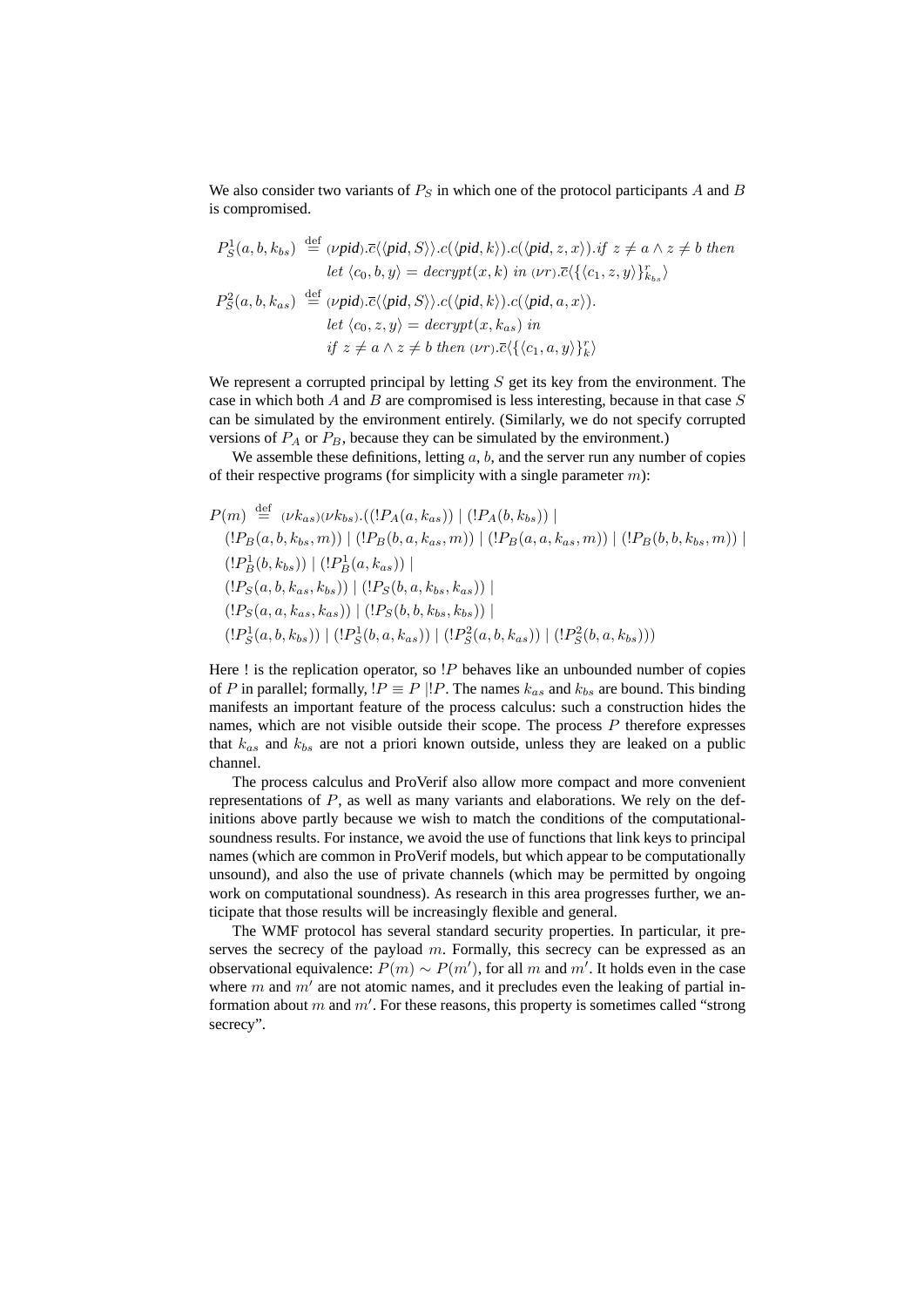We also consider two variants of $P_S$ in which one of the protocol participants $A$ and $B$ is compromised.

$$
\begin{aligned}
P^1_S(a, b, k_{bs}) \stackrel{\text{def}}{=}\ & (\nu \mathit{pid}).\overline{c}\langle\langle \mathit{pid}, S\rangle\rangle.c(\langle \mathit{pid}, k\rangle).c(\langle \mathit{pid}, z, x\rangle).\mathit{if}\ z \neq a \wedge z \neq b\ \mathit{then} \\
& \mathit{let}\ \langle c_0, b, y\rangle = \mathit{decrypt}(x, k)\ \mathit{in}\ (\nu r).\overline{c}\langle\{\langle c_1, z, y\rangle\}^r_{k_{bs}}\rangle \\
P^2_S(a, b, k_{as}) \stackrel{\text{def}}{=}\ & (\nu \mathit{pid}).\overline{c}\langle\langle \mathit{pid}, S\rangle\rangle.c(\langle \mathit{pid}, k\rangle).c(\langle \mathit{pid}, a, x\rangle). \\
& \mathit{let}\ \langle c_0, z, y\rangle = \mathit{decrypt}(x, k_{as})\ \mathit{in} \\
& \mathit{if}\ z \neq a \wedge z \neq b\ \mathit{then}\ (\nu r).\overline{c}\langle\{\langle c_1, a, y\rangle\}^r_{k}\rangle
\end{aligned}
$$

We represent a corrupted principal by letting $S$ get its key from the environment. The case in which both $A$ and $B$ are compromised is less interesting, because in that case $S$ can be simulated by the environment entirely. (Similarly, we do not specify corrupted versions of $P_A$ or $P_B$, because they can be simulated by the environment.)

We assemble these definitions, letting $a$, $b$, and the server run any number of copies of their respective programs (for simplicity with a single parameter $m$):

$$
\begin{aligned}
P(m) \stackrel{\text{def}}{=}\ & (\nu k_{as})(\nu k_{bs}).((!P_A(a, k_{as})) \mid (!P_A(b, k_{bs})) \mid \\
& (!P_B(a, b, k_{bs}, m)) \mid (!P_B(b, a, k_{as}, m)) \mid (!P_B(a, a, k_{as}, m)) \mid (!P_B(b, b, k_{bs}, m)) \mid \\
& (!P^1_B(b, k_{bs})) \mid (!P^1_B(a, k_{as})) \mid \\
& (!P_S(a, b, k_{as}, k_{bs})) \mid (!P_S(b, a, k_{bs}, k_{as})) \mid \\
& (!P_S(a, a, k_{as}, k_{as})) \mid (!P_S(b, b, k_{bs}, k_{bs})) \mid \\
& (!P^1_S(a, b, k_{bs})) \mid (!P^1_S(b, a, k_{as})) \mid (!P^2_S(a, b, k_{as})) \mid (!P^2_S(b, a, k_{bs})))
\end{aligned}
$$

Here ! is the replication operator, so $!P$ behaves like an unbounded number of copies of $P$ in parallel; formally, $!P \equiv P \mid !P$. The names $k_{as}$ and $k_{bs}$ are bound. This binding manifests an important feature of the process calculus: such a construction hides the names, which are not visible outside their scope. The process $P$ therefore expresses that $k_{as}$ and $k_{bs}$ are not a priori known outside, unless they are leaked on a public channel.

The process calculus and ProVerif also allow more compact and more convenient representations of $P$, as well as many variants and elaborations. We rely on the definitions above partly because we wish to match the conditions of the computational-soundness results. For instance, we avoid the use of functions that link keys to principal names (which are common in ProVerif models, but which appear to be computationally unsound), and also the use of private channels (which may be permitted by ongoing work on computational soundness). As research in this area progresses further, we anticipate that those results will be increasingly flexible and general.

The WMF protocol has several standard security properties. In particular, it preserves the secrecy of the payload $m$. Formally, this secrecy can be expressed as an observational equivalence: $P(m) \sim P(m')$, for all $m$ and $m'$. It holds even in the case where $m$ and $m'$ are not atomic names, and it precludes even the leaking of partial information about $m$ and $m'$. For these reasons, this property is sometimes called "strong secrecy".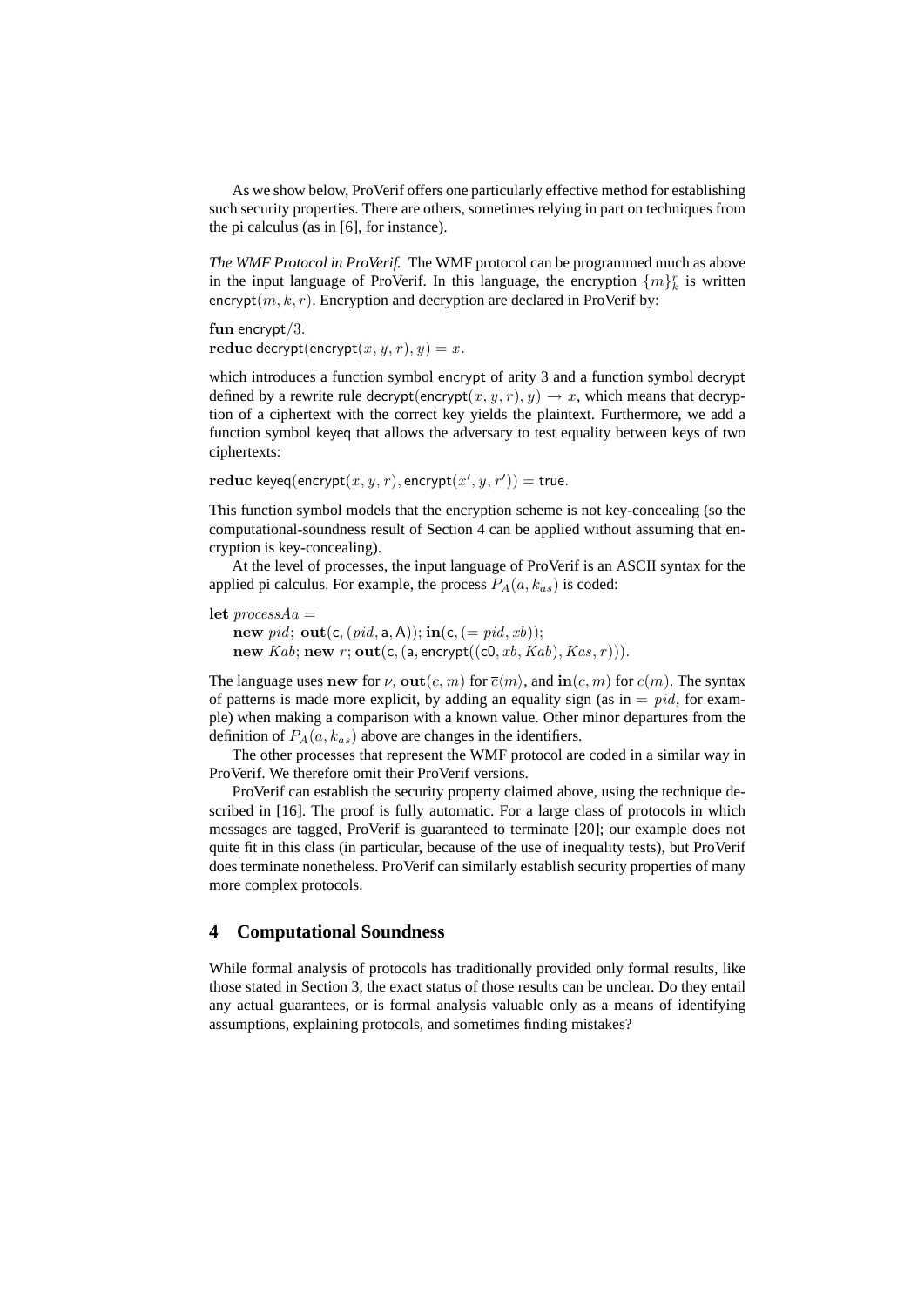As we show below, ProVerif offers one particularly effective method for establishing such security properties. There are others, sometimes relying in part on techniques from the pi calculus (as in [6], for instance).

*The WMF Protocol in ProVerif.* The WMF protocol can be programmed much as above in the input language of ProVerif. In this language, the encryption $\{m\}_k^r$ is written $\mathsf{encrypt}(m, k, r)$. Encryption and decryption are declared in ProVerif by:

$\mathbf{fun}\ \mathsf{encrypt}/3.$
$\mathbf{reduc}\ \mathsf{decrypt}(\mathsf{encrypt}(x, y, r), y) = x.$

which introduces a function symbol encrypt of arity 3 and a function symbol decrypt defined by a rewrite rule $\mathsf{decrypt}(\mathsf{encrypt}(x, y, r), y) \rightarrow x$, which means that decryption of a ciphertext with the correct key yields the plaintext. Furthermore, we add a function symbol keyeq that allows the adversary to test equality between keys of two ciphertexts:

$\mathbf{reduc}\ \mathsf{keyeq}(\mathsf{encrypt}(x, y, r), \mathsf{encrypt}(x', y, r')) = \mathsf{true}.$

This function symbol models that the encryption scheme is not key-concealing (so the computational-soundness result of Section 4 can be applied without assuming that encryption is key-concealing).

At the level of processes, the input language of ProVerif is an ASCII syntax for the applied pi calculus. For example, the process $P_A(a, k_{as})$ is coded:

$\mathbf{let}\ processAa =$
$\quad \mathbf{new}\ pid;\ \mathbf{out}(\mathsf{c}, (pid, \mathsf{a}, \mathsf{A}));\ \mathbf{in}(\mathsf{c}, (= pid, xb));$
$\quad \mathbf{new}\ Kab;\ \mathbf{new}\ r;\ \mathbf{out}(\mathsf{c}, (\mathsf{a}, \mathsf{encrypt}((\mathsf{c0}, xb, Kab), Kas, r))).$

The language uses $\mathbf{new}$ for $\nu$, $\mathbf{out}(c, m)$ for $\overline{c}\langle m \rangle$, and $\mathbf{in}(c, m)$ for $c(m)$. The syntax of patterns is made more explicit, by adding an equality sign (as in $= pid$, for example) when making a comparison with a known value. Other minor departures from the definition of $P_A(a, k_{as})$ above are changes in the identifiers.

The other processes that represent the WMF protocol are coded in a similar way in ProVerif. We therefore omit their ProVerif versions.

ProVerif can establish the security property claimed above, using the technique described in [16]. The proof is fully automatic. For a large class of protocols in which messages are tagged, ProVerif is guaranteed to terminate [20]; our example does not quite fit in this class (in particular, because of the use of inequality tests), but ProVerif does terminate nonetheless. ProVerif can similarly establish security properties of many more complex protocols.

## 4 Computational Soundness

While formal analysis of protocols has traditionally provided only formal results, like those stated in Section 3, the exact status of those results can be unclear. Do they entail any actual guarantees, or is formal analysis valuable only as a means of identifying assumptions, explaining protocols, and sometimes finding mistakes?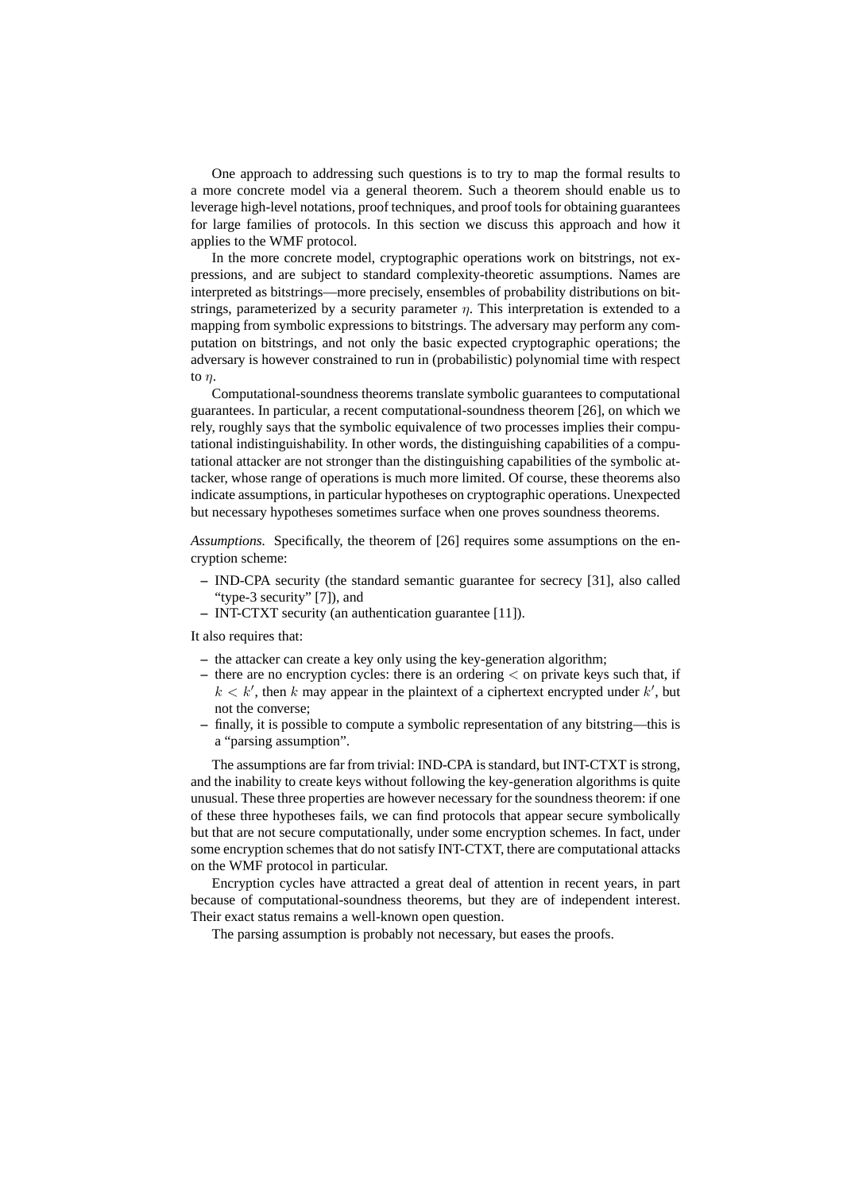One approach to addressing such questions is to try to map the formal results to a more concrete model via a general theorem. Such a theorem should enable us to leverage high-level notations, proof techniques, and proof tools for obtaining guarantees for large families of protocols. In this section we discuss this approach and how it applies to the WMF protocol.

In the more concrete model, cryptographic operations work on bitstrings, not expressions, and are subject to standard complexity-theoretic assumptions. Names are interpreted as bitstrings—more precisely, ensembles of probability distributions on bitstrings, parameterized by a security parameter $\eta$. This interpretation is extended to a mapping from symbolic expressions to bitstrings. The adversary may perform any computation on bitstrings, and not only the basic expected cryptographic operations; the adversary is however constrained to run in (probabilistic) polynomial time with respect to $\eta$.

Computational-soundness theorems translate symbolic guarantees to computational guarantees. In particular, a recent computational-soundness theorem [26], on which we rely, roughly says that the symbolic equivalence of two processes implies their computational indistinguishability. In other words, the distinguishing capabilities of a computational attacker are not stronger than the distinguishing capabilities of the symbolic attacker, whose range of operations is much more limited. Of course, these theorems also indicate assumptions, in particular hypotheses on cryptographic operations. Unexpected but necessary hypotheses sometimes surface when one proves soundness theorems.

*Assumptions.* Specifically, the theorem of [26] requires some assumptions on the encryption scheme:

- IND-CPA security (the standard semantic guarantee for secrecy [31], also called "type-3 security" [7]), and
- INT-CTXT security (an authentication guarantee [11]).

It also requires that:

- the attacker can create a key only using the key-generation algorithm;
- there are no encryption cycles: there is an ordering $<$ on private keys such that, if $k < k'$, then $k$ may appear in the plaintext of a ciphertext encrypted under $k'$, but not the converse;
- finally, it is possible to compute a symbolic representation of any bitstring—this is a "parsing assumption".

The assumptions are far from trivial: IND-CPA is standard, but INT-CTXT is strong, and the inability to create keys without following the key-generation algorithms is quite unusual. These three properties are however necessary for the soundness theorem: if one of these three hypotheses fails, we can find protocols that appear secure symbolically but that are not secure computationally, under some encryption schemes. In fact, under some encryption schemes that do not satisfy INT-CTXT, there are computational attacks on the WMF protocol in particular.

Encryption cycles have attracted a great deal of attention in recent years, in part because of computational-soundness theorems, but they are of independent interest. Their exact status remains a well-known open question.

The parsing assumption is probably not necessary, but eases the proofs.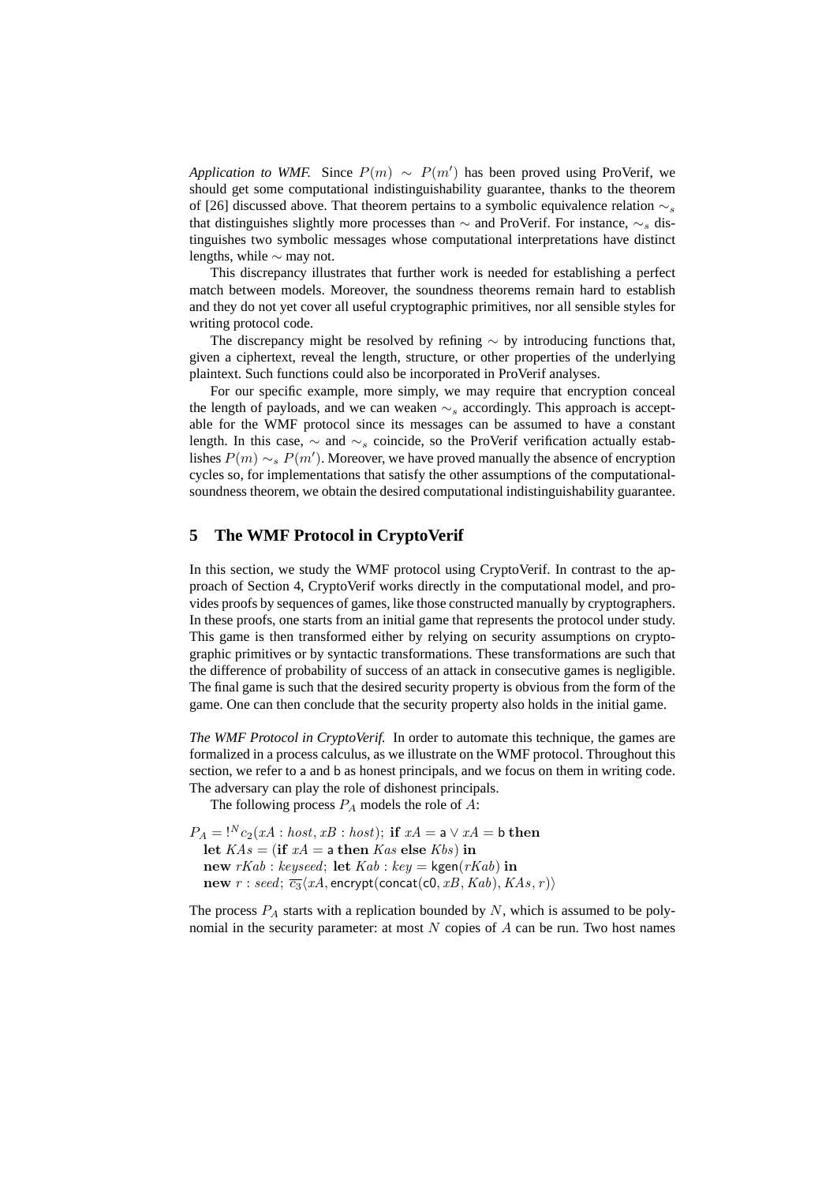*Application to WMF.* Since $P(m) \sim P(m')$ has been proved using ProVerif, we should get some computational indistinguishability guarantee, thanks to the theorem of [26] discussed above. That theorem pertains to a symbolic equivalence relation $\sim_s$ that distinguishes slightly more processes than $\sim$ and ProVerif. For instance, $\sim_s$ distinguishes two symbolic messages whose computational interpretations have distinct lengths, while $\sim$ may not.

This discrepancy illustrates that further work is needed for establishing a perfect match between models. Moreover, the soundness theorems remain hard to establish and they do not yet cover all useful cryptographic primitives, nor all sensible styles for writing protocol code.

The discrepancy might be resolved by refining $\sim$ by introducing functions that, given a ciphertext, reveal the length, structure, or other properties of the underlying plaintext. Such functions could also be incorporated in ProVerif analyses.

For our specific example, more simply, we may require that encryption conceal the length of payloads, and we can weaken $\sim_s$ accordingly. This approach is acceptable for the WMF protocol since its messages can be assumed to have a constant length. In this case, $\sim$ and $\sim_s$ coincide, so the ProVerif verification actually establishes $P(m) \sim_s P(m')$. Moreover, we have proved manually the absence of encryption cycles so, for implementations that satisfy the other assumptions of the computational-soundness theorem, we obtain the desired computational indistinguishability guarantee.

## 5 The WMF Protocol in CryptoVerif

In this section, we study the WMF protocol using CryptoVerif. In contrast to the approach of Section 4, CryptoVerif works directly in the computational model, and provides proofs by sequences of games, like those constructed manually by cryptographers. In these proofs, one starts from an initial game that represents the protocol under study. This game is then transformed either by relying on security assumptions on cryptographic primitives or by syntactic transformations. These transformations are such that the difference of probability of success of an attack in consecutive games is negligible. The final game is such that the desired security property is obvious from the form of the game. One can then conclude that the security property also holds in the initial game.

*The WMF Protocol in CryptoVerif.* In order to automate this technique, the games are formalized in a process calculus, as we illustrate on the WMF protocol. Throughout this section, we refer to a and b as honest principals, and we focus on them in writing code. The adversary can play the role of dishonest principals.

The following process $P_A$ models the role of $A$:

$$
\begin{aligned}
P_A = {} & !^N c_2(xA : host, xB : host);\ \mathbf{if}\ xA = \mathsf{a} \vee xA = \mathsf{b}\ \mathbf{then} \\
& \mathbf{let}\ KAs = (\mathbf{if}\ xA = \mathsf{a}\ \mathbf{then}\ Kas\ \mathbf{else}\ Kbs)\ \mathbf{in} \\
& \mathbf{new}\ rKab : keyseed;\ \mathbf{let}\ Kab : key = \mathsf{kgen}(rKab)\ \mathbf{in} \\
& \mathbf{new}\ r : seed;\ \overline{c_3}\langle xA, \mathsf{encrypt}(\mathsf{concat}(\mathsf{c0}, xB, Kab), KAs, r)\rangle
\end{aligned}
$$

The process $P_A$ starts with a replication bounded by $N$, which is assumed to be polynomial in the security parameter: at most $N$ copies of $A$ can be run. Two host names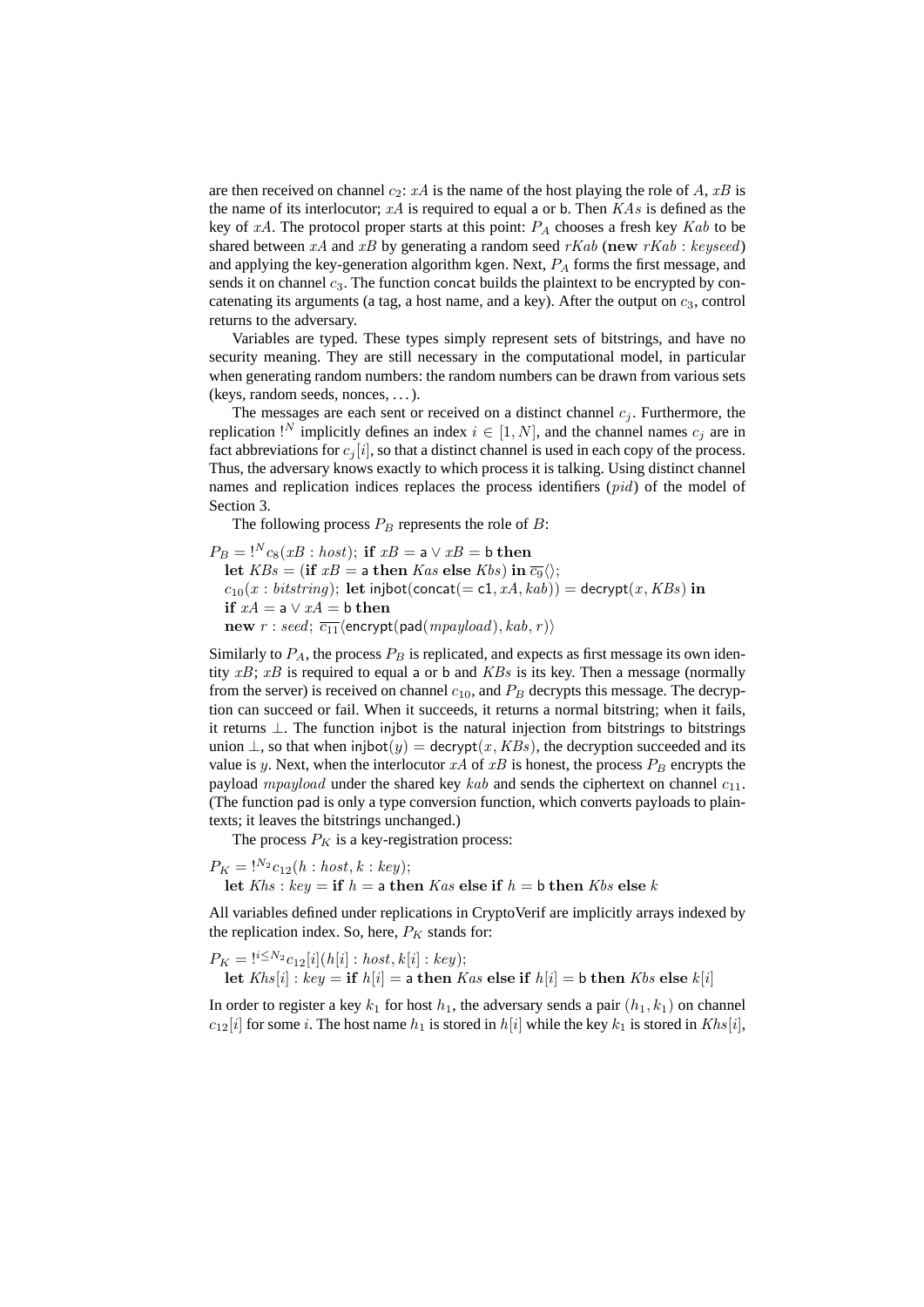are then received on channel $c_2$: $xA$ is the name of the host playing the role of $A$, $xB$ is the name of its interlocutor; $xA$ is required to equal $\mathsf{a}$ or $\mathsf{b}$. Then $KAs$ is defined as the key of $xA$. The protocol proper starts at this point: $P_A$ chooses a fresh key $Kab$ to be shared between $xA$ and $xB$ by generating a random seed $rKab$ ($\mathbf{new}\ rKab : keyseed$) and applying the key-generation algorithm $\mathsf{kgen}$. Next, $P_A$ forms the first message, and sends it on channel $c_3$. The function $\mathsf{concat}$ builds the plaintext to be encrypted by concatenating its arguments (a tag, a host name, and a key). After the output on $c_3$, control returns to the adversary.

Variables are typed. These types simply represent sets of bitstrings, and have no security meaning. They are still necessary in the computational model, in particular when generating random numbers: the random numbers can be drawn from various sets (keys, random seeds, nonces, ...).

The messages are each sent or received on a distinct channel $c_j$. Furthermore, the replication $!^N$ implicitly defines an index $i \in [1, N]$, and the channel names $c_j$ are in fact abbreviations for $c_j[i]$, so that a distinct channel is used in each copy of the process. Thus, the adversary knows exactly to which process it is talking. Using distinct channel names and replication indices replaces the process identifiers ($pid$) of the model of Section 3.

The following process $P_B$ represents the role of $B$:

$$
\begin{aligned}
&P_B = !^N c_8(xB : host);\ \mathbf{if}\ xB = \mathsf{a} \lor xB = \mathsf{b}\ \mathbf{then}\\
&\quad \mathbf{let}\ KBs = (\mathbf{if}\ xB = \mathsf{a}\ \mathbf{then}\ Kas\ \mathbf{else}\ Kbs)\ \mathbf{in}\ \overline{c_9}\langle\rangle;\\
&\quad c_{10}(x : bitstring);\ \mathbf{let}\ \mathsf{injbot}(\mathsf{concat}(=\mathsf{c1}, xA, kab)) = \mathsf{decrypt}(x, KBs)\ \mathbf{in}\\
&\quad \mathbf{if}\ xA = \mathsf{a} \lor xA = \mathsf{b}\ \mathbf{then}\\
&\quad \mathbf{new}\ r : seed;\ \overline{c_{11}}\langle \mathsf{encrypt}(\mathsf{pad}(mpayload), kab, r)\rangle
\end{aligned}
$$

Similarly to $P_A$, the process $P_B$ is replicated, and expects as first message its own identity $xB$; $xB$ is required to equal $\mathsf{a}$ or $\mathsf{b}$ and $KBs$ is its key. Then a message (normally from the server) is received on channel $c_{10}$, and $P_B$ decrypts this message. The decryption can succeed or fail. When it succeeds, it returns a normal bitstring; when it fails, it returns $\perp$. The function $\mathsf{injbot}$ is the natural injection from bitstrings to bitstrings union $\perp$, so that when $\mathsf{injbot}(y) = \mathsf{decrypt}(x, KBs)$, the decryption succeeded and its value is $y$. Next, when the interlocutor $xA$ of $xB$ is honest, the process $P_B$ encrypts the payload $mpayload$ under the shared key $kab$ and sends the ciphertext on channel $c_{11}$. (The function $\mathsf{pad}$ is only a type conversion function, which converts payloads to plaintexts; it leaves the bitstrings unchanged.)

The process $P_K$ is a key-registration process:

$$
\begin{aligned}
&P_K = !^{N_2} c_{12}(h : host, k : key);\\
&\quad \mathbf{let}\ Khs : key = \mathbf{if}\ h = \mathsf{a}\ \mathbf{then}\ Kas\ \mathbf{else}\ \mathbf{if}\ h = \mathsf{b}\ \mathbf{then}\ Kbs\ \mathbf{else}\ k
\end{aligned}
$$

All variables defined under replications in CryptoVerif are implicitly arrays indexed by the replication index. So, here, $P_K$ stands for:

$$
\begin{aligned}
&P_K = !^{i \le N_2} c_{12}[i](h[i] : host, k[i] : key);\\
&\quad \mathbf{let}\ Khs[i] : key = \mathbf{if}\ h[i] = \mathsf{a}\ \mathbf{then}\ Kas\ \mathbf{else}\ \mathbf{if}\ h[i] = \mathsf{b}\ \mathbf{then}\ Kbs\ \mathbf{else}\ k[i]
\end{aligned}
$$

In order to register a key $k_1$ for host $h_1$, the adversary sends a pair $(h_1, k_1)$ on channel $c_{12}[i]$ for some $i$. The host name $h_1$ is stored in $h[i]$ while the key $k_1$ is stored in $Khs[i]$,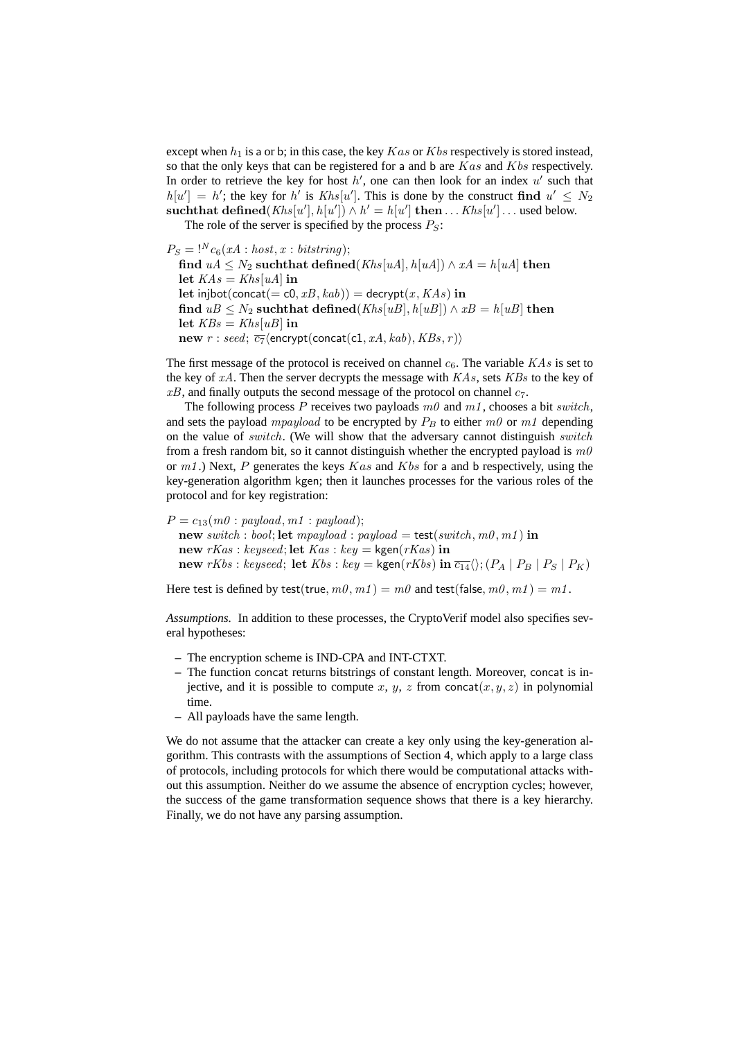except when $h_1$ is a or b; in this case, the key $Kas$ or $Kbs$ respectively is stored instead, so that the only keys that can be registered for a and b are $Kas$ and $Kbs$ respectively. In order to retrieve the key for host $h'$, one can then look for an index $u'$ such that $h[u'] = h'$; the key for $h'$ is $Khs[u']$. This is done by the construct $\textbf{find}\ u' \leq N_2\ \textbf{suchthat}\ \textbf{defined}(Khs[u'], h[u']) \wedge h' = h[u']\ \textbf{then} \ldots Khs[u'] \ldots$ used below.

The role of the server is specified by the process $P_S$:

$$
\begin{aligned}
&P_S = !^N c_6(xA : host, x : bitstring);\\
&\quad \textbf{find}\ uA \leq N_2\ \textbf{suchthat}\ \textbf{defined}(Khs[uA], h[uA]) \wedge xA = h[uA]\ \textbf{then}\\
&\quad \textbf{let}\ KAs = Khs[uA]\ \textbf{in}\\
&\quad \textbf{let}\ \mathsf{injbot}(\mathsf{concat}(= \mathsf{c0}, xB, kab)) = \mathsf{decrypt}(x, KAs)\ \textbf{in}\\
&\quad \textbf{find}\ uB \leq N_2\ \textbf{suchthat}\ \textbf{defined}(Khs[uB], h[uB]) \wedge xB = h[uB]\ \textbf{then}\\
&\quad \textbf{let}\ KBs = Khs[uB]\ \textbf{in}\\
&\quad \textbf{new}\ r : seed;\ \overline{c_7}\langle \mathsf{encrypt}(\mathsf{concat}(\mathsf{c1}, xA, kab), KBs, r)\rangle
\end{aligned}
$$

The first message of the protocol is received on channel $c_6$. The variable $KAs$ is set to the key of $xA$. Then the server decrypts the message with $KAs$, sets $KBs$ to the key of $xB$, and finally outputs the second message of the protocol on channel $c_7$.

The following process $P$ receives two payloads $m0$ and $m1$, chooses a bit $switch$, and sets the payload $mpayload$ to be encrypted by $P_B$ to either $m0$ or $m1$ depending on the value of $switch$. (We will show that the adversary cannot distinguish $switch$ from a fresh random bit, so it cannot distinguish whether the encrypted payload is $m0$ or $m1$.) Next, $P$ generates the keys $Kas$ and $Kbs$ for a and b respectively, using the key-generation algorithm kgen; then it launches processes for the various roles of the protocol and for key registration:

$$
\begin{aligned}
&P = c_{13}(m0 : payload, m1 : payload);\\
&\quad \textbf{new}\ switch : bool; \textbf{let}\ mpayload : payload = \mathsf{test}(switch, m0, m1)\ \textbf{in}\\
&\quad \textbf{new}\ rKas : keyseed; \textbf{let}\ Kas : key = \mathsf{kgen}(rKas)\ \textbf{in}\\
&\quad \textbf{new}\ rKbs : keyseed;\ \textbf{let}\ Kbs : key = \mathsf{kgen}(rKbs)\ \textbf{in}\ \overline{c_{14}}\langle\rangle; (P_A \mid P_B \mid P_S \mid P_K)
\end{aligned}
$$

Here test is defined by $\mathsf{test}(\mathsf{true}, m0, m1) = m0$ and $\mathsf{test}(\mathsf{false}, m0, m1) = m1$.

*Assumptions.* In addition to these processes, the CryptoVerif model also specifies several hypotheses:

- The encryption scheme is IND-CPA and INT-CTXT.
- The function concat returns bitstrings of constant length. Moreover, concat is injective, and it is possible to compute $x$, $y$, $z$ from $\mathsf{concat}(x, y, z)$ in polynomial time.
- All payloads have the same length.

We do not assume that the attacker can create a key only using the key-generation algorithm. This contrasts with the assumptions of Section 4, which apply to a large class of protocols, including protocols for which there would be computational attacks without this assumption. Neither do we assume the absence of encryption cycles; however, the success of the game transformation sequence shows that there is a key hierarchy. Finally, we do not have any parsing assumption.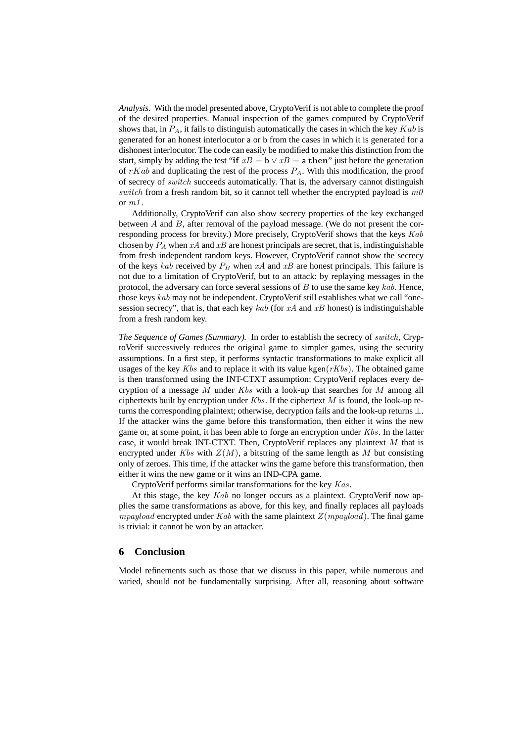*Analysis.* With the model presented above, CryptoVerif is not able to complete the proof of the desired properties. Manual inspection of the games computed by CryptoVerif shows that, in $P_A$, it fails to distinguish automatically the cases in which the key $Kab$ is generated for an honest interlocutor a or b from the cases in which it is generated for a dishonest interlocutor. The code can easily be modified to make this distinction from the start, simply by adding the test "**if** $xB = \mathsf{b} \vee xB = \mathsf{a}$ **then**" just before the generation of $rKab$ and duplicating the rest of the process $P_A$. With this modification, the proof of secrecy of $switch$ succeeds automatically. That is, the adversary cannot distinguish $switch$ from a fresh random bit, so it cannot tell whether the encrypted payload is $m0$ or $m1$.

Additionally, CryptoVerif can also show secrecy properties of the key exchanged between $A$ and $B$, after removal of the payload message. (We do not present the corresponding process for brevity.) More precisely, CryptoVerif shows that the keys $Kab$ chosen by $P_A$ when $xA$ and $xB$ are honest principals are secret, that is, indistinguishable from fresh independent random keys. However, CryptoVerif cannot show the secrecy of the keys $kab$ received by $P_B$ when $xA$ and $xB$ are honest principals. This failure is not due to a limitation of CryptoVerif, but to an attack: by replaying messages in the protocol, the adversary can force several sessions of $B$ to use the same key $kab$. Hence, those keys $kab$ may not be independent. CryptoVerif still establishes what we call "one-session secrecy", that is, that each key $kab$ (for $xA$ and $xB$ honest) is indistinguishable from a fresh random key.

*The Sequence of Games (Summary).* In order to establish the secrecy of $switch$, CryptoVerif successively reduces the original game to simpler games, using the security assumptions. In a first step, it performs syntactic transformations to make explicit all usages of the key $Kbs$ and to replace it with its value $\mathsf{kgen}(rKbs)$. The obtained game is then transformed using the INT-CTXT assumption: CryptoVerif replaces every decryption of a message $M$ under $Kbs$ with a look-up that searches for $M$ among all ciphertexts built by encryption under $Kbs$. If the ciphertext $M$ is found, the look-up returns the corresponding plaintext; otherwise, decryption fails and the look-up returns $\perp$. If the attacker wins the game before this transformation, then either it wins the new game or, at some point, it has been able to forge an encryption under $Kbs$. In the latter case, it would break INT-CTXT. Then, CryptoVerif replaces any plaintext $M$ that is encrypted under $Kbs$ with $Z(M)$, a bitstring of the same length as $M$ but consisting only of zeroes. This time, if the attacker wins the game before this transformation, then either it wins the new game or it wins an IND-CPA game.

CryptoVerif performs similar transformations for the key $Kas$.

At this stage, the key $Kab$ no longer occurs as a plaintext. CryptoVerif now applies the same transformations as above, for this key, and finally replaces all payloads $mpayload$ encrypted under $Kab$ with the same plaintext $Z(mpayload)$. The final game is trivial: it cannot be won by an attacker.

## 6 Conclusion

Model refinements such as those that we discuss in this paper, while numerous and varied, should not be fundamentally surprising. After all, reasoning about software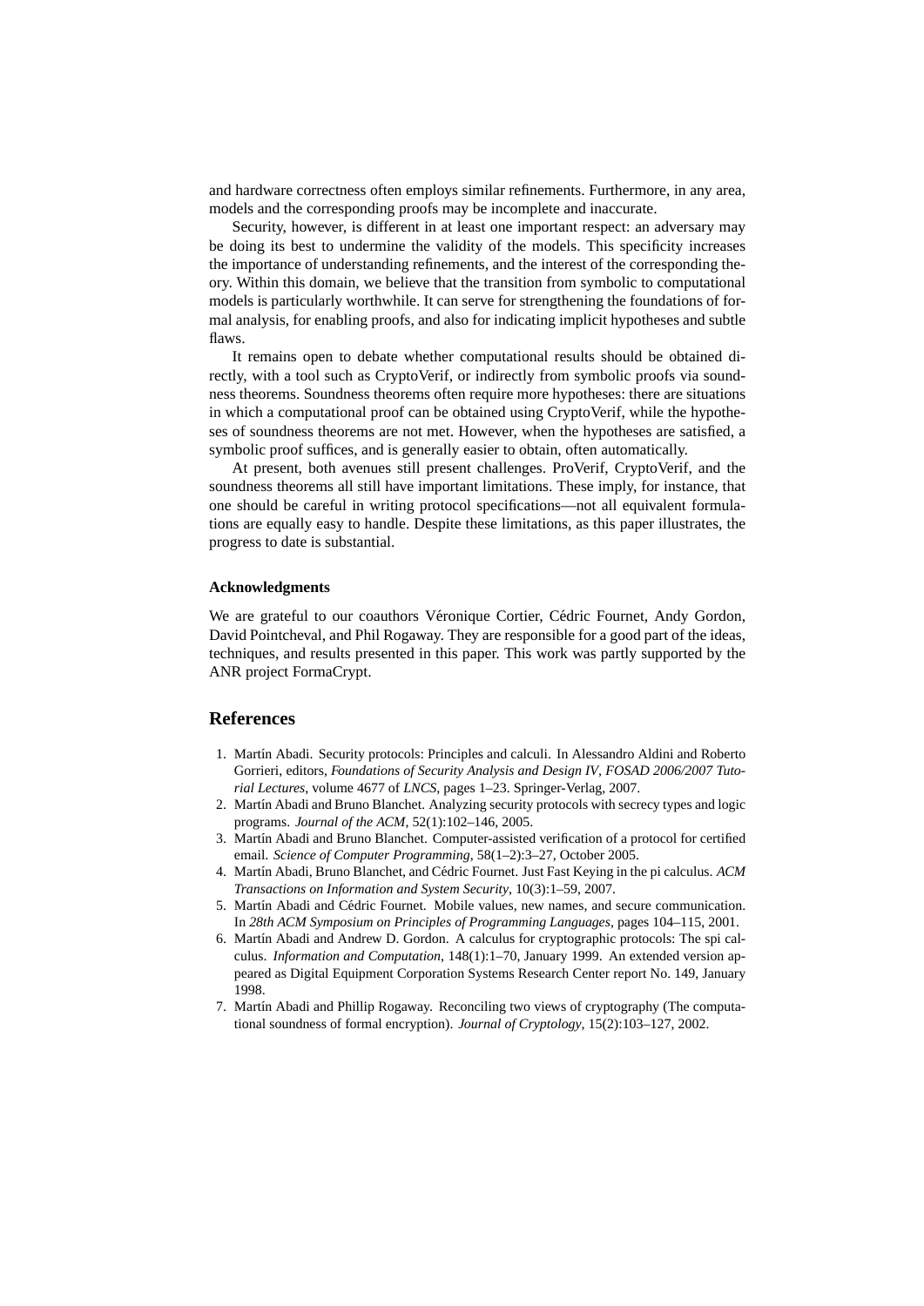and hardware correctness often employs similar refinements. Furthermore, in any area, models and the corresponding proofs may be incomplete and inaccurate.

Security, however, is different in at least one important respect: an adversary may be doing its best to undermine the validity of the models. This specificity increases the importance of understanding refinements, and the interest of the corresponding theory. Within this domain, we believe that the transition from symbolic to computational models is particularly worthwhile. It can serve for strengthening the foundations of formal analysis, for enabling proofs, and also for indicating implicit hypotheses and subtle flaws.

It remains open to debate whether computational results should be obtained directly, with a tool such as CryptoVerif, or indirectly from symbolic proofs via soundness theorems. Soundness theorems often require more hypotheses: there are situations in which a computational proof can be obtained using CryptoVerif, while the hypotheses of soundness theorems are not met. However, when the hypotheses are satisfied, a symbolic proof suffices, and is generally easier to obtain, often automatically.

At present, both avenues still present challenges. ProVerif, CryptoVerif, and the soundness theorems all still have important limitations. These imply, for instance, that one should be careful in writing protocol specifications—not all equivalent formulations are equally easy to handle. Despite these limitations, as this paper illustrates, the progress to date is substantial.

**Acknowledgments**

We are grateful to our coauthors Véronique Cortier, Cédric Fournet, Andy Gordon, David Pointcheval, and Phil Rogaway. They are responsible for a good part of the ideas, techniques, and results presented in this paper. This work was partly supported by the ANR project FormaCrypt.

## References

1. Martín Abadi. Security protocols: Principles and calculi. In Alessandro Aldini and Roberto Gorrieri, editors, *Foundations of Security Analysis and Design IV, FOSAD 2006/2007 Tutorial Lectures*, volume 4677 of *LNCS*, pages 1–23. Springer-Verlag, 2007.
2. Martín Abadi and Bruno Blanchet. Analyzing security protocols with secrecy types and logic programs. *Journal of the ACM*, 52(1):102–146, 2005.
3. Martín Abadi and Bruno Blanchet. Computer-assisted verification of a protocol for certified email. *Science of Computer Programming*, 58(1–2):3–27, October 2005.
4. Martín Abadi, Bruno Blanchet, and Cédric Fournet. Just Fast Keying in the pi calculus. *ACM Transactions on Information and System Security*, 10(3):1–59, 2007.
5. Martín Abadi and Cédric Fournet. Mobile values, new names, and secure communication. In *28th ACM Symposium on Principles of Programming Languages*, pages 104–115, 2001.
6. Martín Abadi and Andrew D. Gordon. A calculus for cryptographic protocols: The spi calculus. *Information and Computation*, 148(1):1–70, January 1999. An extended version appeared as Digital Equipment Corporation Systems Research Center report No. 149, January 1998.
7. Martín Abadi and Phillip Rogaway. Reconciling two views of cryptography (The computational soundness of formal encryption). *Journal of Cryptology*, 15(2):103–127, 2002.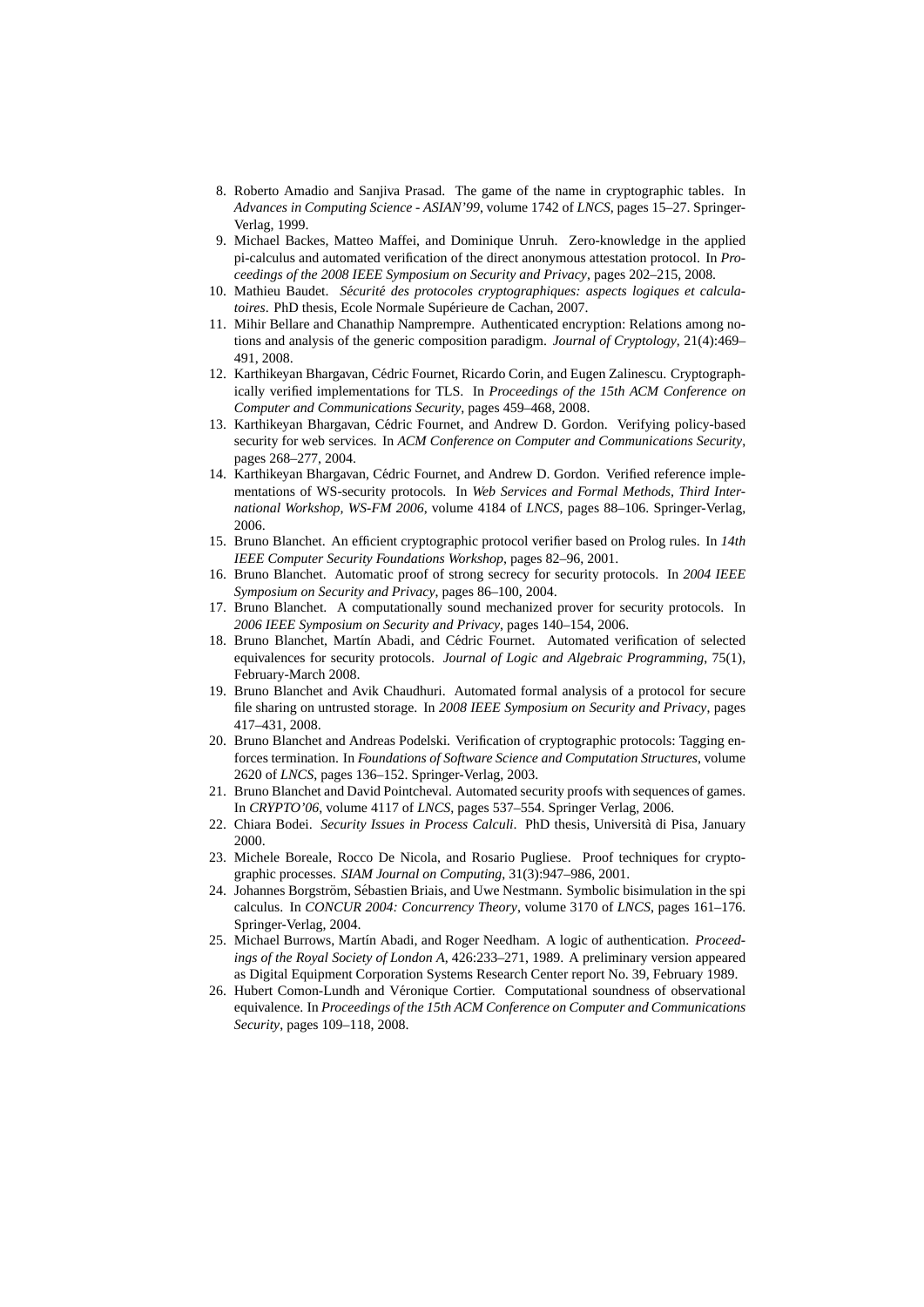8. Roberto Amadio and Sanjiva Prasad. The game of the name in cryptographic tables. In *Advances in Computing Science - ASIAN'99*, volume 1742 of *LNCS*, pages 15–27. Springer-Verlag, 1999.
9. Michael Backes, Matteo Maffei, and Dominique Unruh. Zero-knowledge in the applied pi-calculus and automated verification of the direct anonymous attestation protocol. In *Proceedings of the 2008 IEEE Symposium on Security and Privacy*, pages 202–215, 2008.
10. Mathieu Baudet. *Sécurité des protocoles cryptographiques: aspects logiques et calculatoires*. PhD thesis, Ecole Normale Supérieure de Cachan, 2007.
11. Mihir Bellare and Chanathip Namprempre. Authenticated encryption: Relations among notions and analysis of the generic composition paradigm. *Journal of Cryptology*, 21(4):469–491, 2008.
12. Karthikeyan Bhargavan, Cédric Fournet, Ricardo Corin, and Eugen Zalinescu. Cryptographically verified implementations for TLS. In *Proceedings of the 15th ACM Conference on Computer and Communications Security*, pages 459–468, 2008.
13. Karthikeyan Bhargavan, Cédric Fournet, and Andrew D. Gordon. Verifying policy-based security for web services. In *ACM Conference on Computer and Communications Security*, pages 268–277, 2004.
14. Karthikeyan Bhargavan, Cédric Fournet, and Andrew D. Gordon. Verified reference implementations of WS-security protocols. In *Web Services and Formal Methods, Third International Workshop, WS-FM 2006*, volume 4184 of *LNCS*, pages 88–106. Springer-Verlag, 2006.
15. Bruno Blanchet. An efficient cryptographic protocol verifier based on Prolog rules. In *14th IEEE Computer Security Foundations Workshop*, pages 82–96, 2001.
16. Bruno Blanchet. Automatic proof of strong secrecy for security protocols. In *2004 IEEE Symposium on Security and Privacy*, pages 86–100, 2004.
17. Bruno Blanchet. A computationally sound mechanized prover for security protocols. In *2006 IEEE Symposium on Security and Privacy*, pages 140–154, 2006.
18. Bruno Blanchet, Martín Abadi, and Cédric Fournet. Automated verification of selected equivalences for security protocols. *Journal of Logic and Algebraic Programming*, 75(1), February-March 2008.
19. Bruno Blanchet and Avik Chaudhuri. Automated formal analysis of a protocol for secure file sharing on untrusted storage. In *2008 IEEE Symposium on Security and Privacy*, pages 417–431, 2008.
20. Bruno Blanchet and Andreas Podelski. Verification of cryptographic protocols: Tagging enforces termination. In *Foundations of Software Science and Computation Structures*, volume 2620 of *LNCS*, pages 136–152. Springer-Verlag, 2003.
21. Bruno Blanchet and David Pointcheval. Automated security proofs with sequences of games. In *CRYPTO'06*, volume 4117 of *LNCS*, pages 537–554. Springer Verlag, 2006.
22. Chiara Bodei. *Security Issues in Process Calculi*. PhD thesis, Università di Pisa, January 2000.
23. Michele Boreale, Rocco De Nicola, and Rosario Pugliese. Proof techniques for cryptographic processes. *SIAM Journal on Computing*, 31(3):947–986, 2001.
24. Johannes Borgström, Sébastien Briais, and Uwe Nestmann. Symbolic bisimulation in the spi calculus. In *CONCUR 2004: Concurrency Theory*, volume 3170 of *LNCS*, pages 161–176. Springer-Verlag, 2004.
25. Michael Burrows, Martín Abadi, and Roger Needham. A logic of authentication. *Proceedings of the Royal Society of London A*, 426:233–271, 1989. A preliminary version appeared as Digital Equipment Corporation Systems Research Center report No. 39, February 1989.
26. Hubert Comon-Lundh and Véronique Cortier. Computational soundness of observational equivalence. In *Proceedings of the 15th ACM Conference on Computer and Communications Security*, pages 109–118, 2008.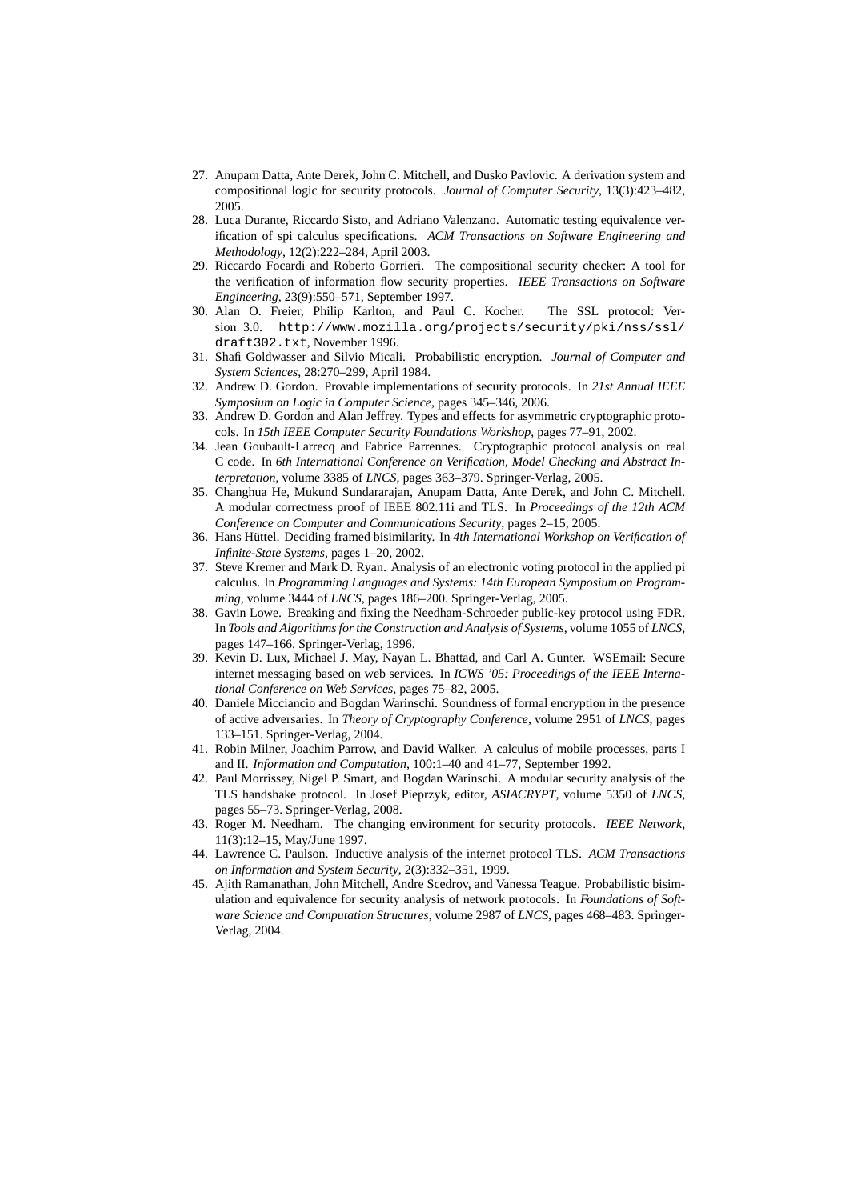27. Anupam Datta, Ante Derek, John C. Mitchell, and Dusko Pavlovic. A derivation system and compositional logic for security protocols. *Journal of Computer Security*, 13(3):423–482, 2005.
28. Luca Durante, Riccardo Sisto, and Adriano Valenzano. Automatic testing equivalence verification of spi calculus specifications. *ACM Transactions on Software Engineering and Methodology*, 12(2):222–284, April 2003.
29. Riccardo Focardi and Roberto Gorrieri. The compositional security checker: A tool for the verification of information flow security properties. *IEEE Transactions on Software Engineering*, 23(9):550–571, September 1997.
30. Alan O. Freier, Philip Karlton, and Paul C. Kocher. The SSL protocol: Version 3.0. `http://www.mozilla.org/projects/security/pki/nss/ssl/draft302.txt`, November 1996.
31. Shafi Goldwasser and Silvio Micali. Probabilistic encryption. *Journal of Computer and System Sciences*, 28:270–299, April 1984.
32. Andrew D. Gordon. Provable implementations of security protocols. In *21st Annual IEEE Symposium on Logic in Computer Science*, pages 345–346, 2006.
33. Andrew D. Gordon and Alan Jeffrey. Types and effects for asymmetric cryptographic protocols. In *15th IEEE Computer Security Foundations Workshop*, pages 77–91, 2002.
34. Jean Goubault-Larrecq and Fabrice Parrennes. Cryptographic protocol analysis on real C code. In *6th International Conference on Verification, Model Checking and Abstract Interpretation*, volume 3385 of *LNCS*, pages 363–379. Springer-Verlag, 2005.
35. Changhua He, Mukund Sundararajan, Anupam Datta, Ante Derek, and John C. Mitchell. A modular correctness proof of IEEE 802.11i and TLS. In *Proceedings of the 12th ACM Conference on Computer and Communications Security*, pages 2–15, 2005.
36. Hans Hüttel. Deciding framed bisimilarity. In *4th International Workshop on Verification of Infinite-State Systems*, pages 1–20, 2002.
37. Steve Kremer and Mark D. Ryan. Analysis of an electronic voting protocol in the applied pi calculus. In *Programming Languages and Systems: 14th European Symposium on Programming*, volume 3444 of *LNCS*, pages 186–200. Springer-Verlag, 2005.
38. Gavin Lowe. Breaking and fixing the Needham-Schroeder public-key protocol using FDR. In *Tools and Algorithms for the Construction and Analysis of Systems*, volume 1055 of *LNCS*, pages 147–166. Springer-Verlag, 1996.
39. Kevin D. Lux, Michael J. May, Nayan L. Bhattad, and Carl A. Gunter. WSEmail: Secure internet messaging based on web services. In *ICWS '05: Proceedings of the IEEE International Conference on Web Services*, pages 75–82, 2005.
40. Daniele Micciancio and Bogdan Warinschi. Soundness of formal encryption in the presence of active adversaries. In *Theory of Cryptography Conference*, volume 2951 of *LNCS*, pages 133–151. Springer-Verlag, 2004.
41. Robin Milner, Joachim Parrow, and David Walker. A calculus of mobile processes, parts I and II. *Information and Computation*, 100:1–40 and 41–77, September 1992.
42. Paul Morrissey, Nigel P. Smart, and Bogdan Warinschi. A modular security analysis of the TLS handshake protocol. In Josef Pieprzyk, editor, *ASIACRYPT*, volume 5350 of *LNCS*, pages 55–73. Springer-Verlag, 2008.
43. Roger M. Needham. The changing environment for security protocols. *IEEE Network*, 11(3):12–15, May/June 1997.
44. Lawrence C. Paulson. Inductive analysis of the internet protocol TLS. *ACM Transactions on Information and System Security*, 2(3):332–351, 1999.
45. Ajith Ramanathan, John Mitchell, Andre Scedrov, and Vanessa Teague. Probabilistic bisimulation and equivalence for security analysis of network protocols. In *Foundations of Software Science and Computation Structures*, volume 2987 of *LNCS*, pages 468–483. Springer-Verlag, 2004.